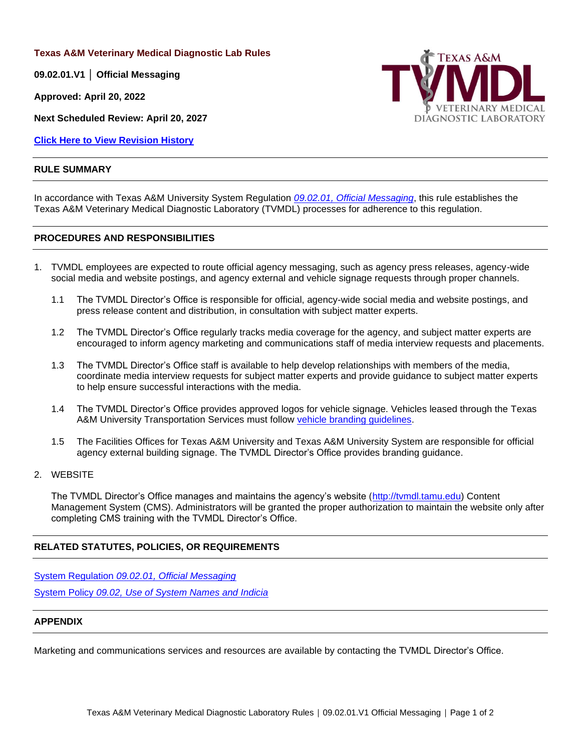**Texas A&M Veterinary Medical Diagnostic Lab Rules**

**09.02.01.V1 │ Official Messaging**

**Approved: April 20, 2022**

**Next Scheduled Review: April 20, 2027**

**Click Here to View Revision History**

## RULE SUMMARY

In accordance with Texas A&M University System Regulation *09.02.01, Official Messaging*, this rule establishes the Texas A&M Veterinary Medical Diagnostic Laboratory (TVMDL) processes for adherence to this regulation.

## PROCEDURES AND RESPONSIBILITIES

1. TVMDL employees are expected to route official agency messaging, such as agency press releases, agency-wide social media and website postings, and agency external and vehicle signage requests through proper channels.

   1.1 The TVMDL Director's Office is responsible for official, agency-wide social media and website postings, and press release content and distribution, in consultation with subject matter experts.

   1.2 The TVMDL Director's Office regularly tracks media coverage for the agency, and subject matter experts are encouraged to inform agency marketing and communications staff of media interview requests and placements.

   1.3 The TVMDL Director's Office staff is available to help develop relationships with members of the media, coordinate media interview requests for subject matter experts and provide guidance to subject matter experts to help ensure successful interactions with the media.

   1.4 The TVMDL Director's Office provides approved logos for vehicle signage. Vehicles leased through the Texas A&M University Transportation Services must follow vehicle branding guidelines.

   1.5 The Facilities Offices for Texas A&M University and Texas A&M University System are responsible for official agency external building signage. The TVMDL Director's Office provides branding guidance.

2. WEBSITE

   The TVMDL Director's Office manages and maintains the agency's website (http://tvmdl.tamu.edu) Content Management System (CMS). Administrators will be granted the proper authorization to maintain the website only after completing CMS training with the TVMDL Director's Office.

## RELATED STATUTES, POLICIES, OR REQUIREMENTS

System Regulation *09.02.01, Official Messaging*

System Policy *09.02, Use of System Names and Indicia*

## APPENDIX

Marketing and communications services and resources are available by contacting the TVMDL Director's Office.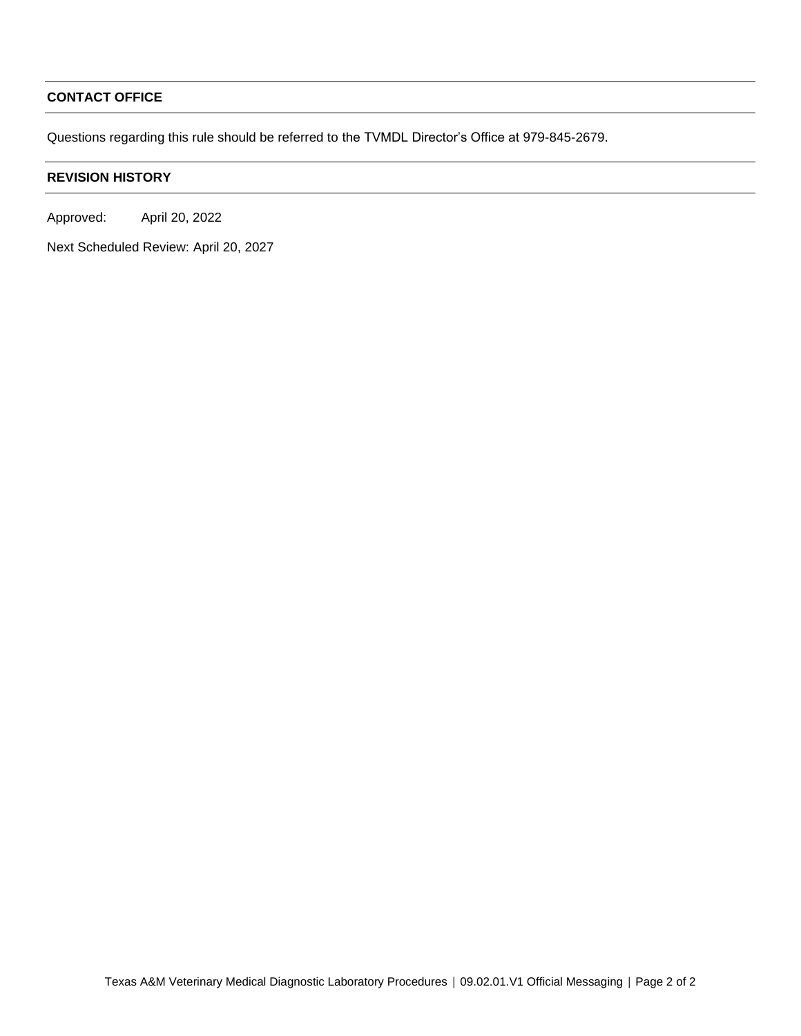## CONTACT OFFICE

Questions regarding this rule should be referred to the TVMDL Director's Office at 979-845-2679.

## REVISION HISTORY

Approved: April 20, 2022

Next Scheduled Review: April 20, 2027